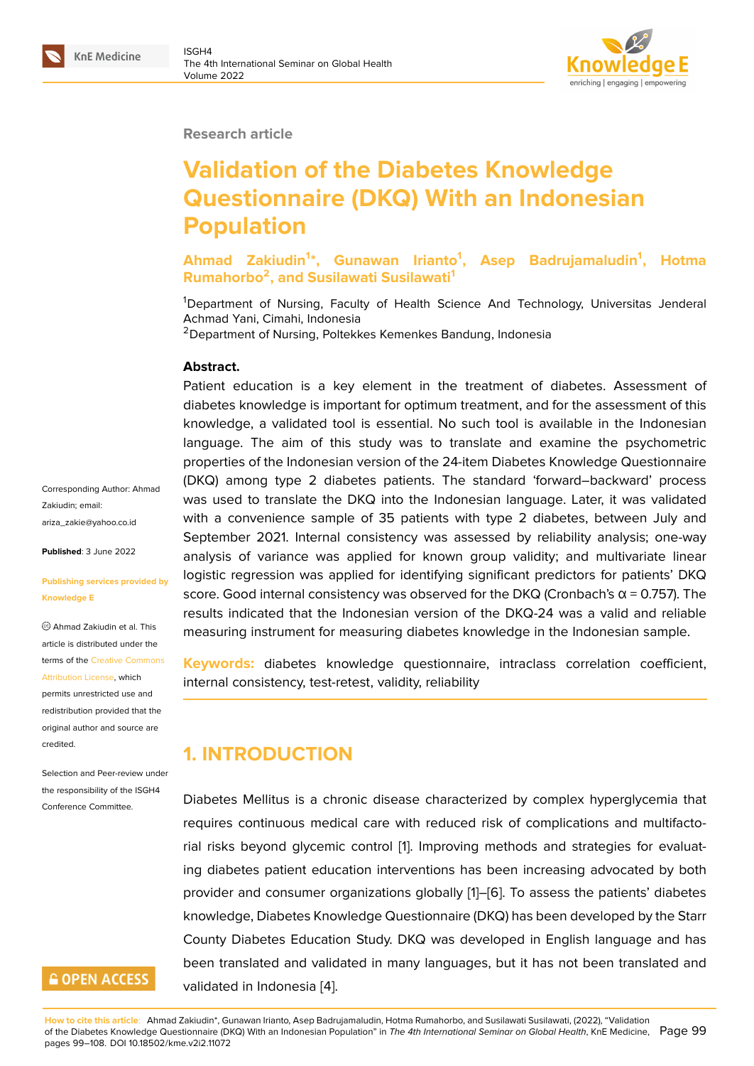Research article

# Validation of the Diabetes Knowledge Questionnaire (DKQ) With an Indonesian Population

**Ahmad Zakiudin[1]*, Gunawan Irianto[1], Asep Badrujamaludin[1], Hotma Rumahorbo[2], and Susilawati Susilawati[1]**

[1]Department of Nursing, Faculty of Health Science And Technology, Universitas Jenderal Achmad Yani, Cimahi, Indonesia

[2]Department of Nursing, Poltekkes Kemenkes Bandung, Indonesia

Corresponding Author: Ahmad Zakiudin; email: ariza_zakie@yahoo.co.id

**Published**: 3 June 2022

**Publishing services provided by Knowledge E**

© Ahmad Zakiudin et al. This article is distributed under the terms of the Creative Commons Attribution License, which permits unrestricted use and redistribution provided that the original author and source are credited.

Selection and Peer-review under the responsibility of the ISGH4 Conference Committee.

**Abstract.**

Patient education is a key element in the treatment of diabetes. Assessment of diabetes knowledge is important for optimum treatment, and for the assessment of this knowledge, a validated tool is essential. No such tool is available in the Indonesian language. The aim of this study was to translate and examine the psychometric properties of the Indonesian version of the 24-item Diabetes Knowledge Questionnaire (DKQ) among type 2 diabetes patients. The standard 'forward–backward' process was used to translate the DKQ into the Indonesian language. Later, it was validated with a convenience sample of 35 patients with type 2 diabetes, between July and September 2021. Internal consistency was assessed by reliability analysis; one-way analysis of variance was applied for known group validity; and multivariate linear logistic regression was applied for identifying significant predictors for patients' DKQ score. Good internal consistency was observed for the DKQ (Cronbach's $\alpha$ = 0.757). The results indicated that the Indonesian version of the DKQ-24 was a valid and reliable measuring instrument for measuring diabetes knowledge in the Indonesian sample.

**Keywords:** diabetes knowledge questionnaire, intraclass correlation coefficient, internal consistency, test-retest, validity, reliability

## 1. INTRODUCTION

Diabetes Mellitus is a chronic disease characterized by complex hyperglycemia that requires continuous medical care with reduced risk of complications and multifactorial risks beyond glycemic control [1]. Improving methods and strategies for evaluating diabetes patient education interventions has been increasing advocated by both provider and consumer organizations globally [1]–[6]. To assess the patients' diabetes knowledge, Diabetes Knowledge Questionnaire (DKQ) has been developed by the Starr County Diabetes Education Study. DKQ was developed in English language and has been translated and validated in many languages, but it has not been translated and validated in Indonesia [4].

**How to cite this article**: Ahmad Zakiudin*, Gunawan Irianto, Asep Badrujamaludin, Hotma Rumahorbo, and Susilawati Susilawati, (2022), "Validation of the Diabetes Knowledge Questionnaire (DKQ) With an Indonesian Population" in *The 4th International Seminar on Global Health*, KnE Medicine, pages 99–108. DOI 10.18502/kme.v2i2.11072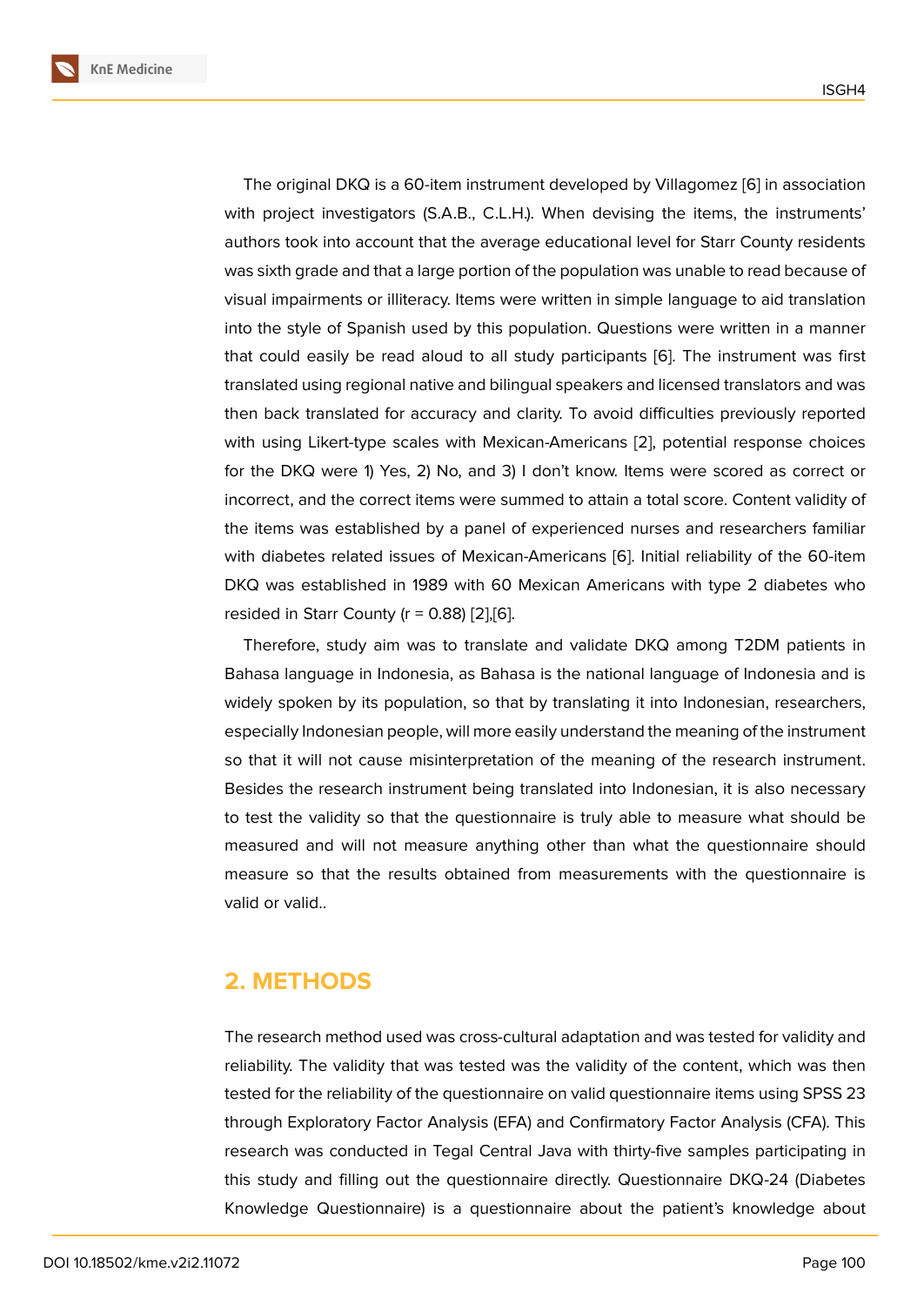The original DKQ is a 60-item instrument developed by Villagomez [6] in association with project investigators (S.A.B., C.L.H.). When devising the items, the instruments' authors took into account that the average educational level for Starr County residents was sixth grade and that a large portion of the population was unable to read because of visual impairments or illiteracy. Items were written in simple language to aid translation into the style of Spanish used by this population. Questions were written in a manner that could easily be read aloud to all study participants [6]. The instrument was first translated using regional native and bilingual speakers and licensed translators and was then back translated for accuracy and clarity. To avoid difficulties previously reported with using Likert-type scales with Mexican-Americans [2], potential response choices for the DKQ were 1) Yes, 2) No, and 3) I don't know. Items were scored as correct or incorrect, and the correct items were summed to attain a total score. Content validity of the items was established by a panel of experienced nurses and researchers familiar with diabetes related issues of Mexican-Americans [6]. Initial reliability of the 60-item DKQ was established in 1989 with 60 Mexican Americans with type 2 diabetes who resided in Starr County (r = 0.88) [2],[6].

Therefore, study aim was to translate and validate DKQ among T2DM patients in Bahasa language in Indonesia, as Bahasa is the national language of Indonesia and is widely spoken by its population, so that by translating it into Indonesian, researchers, especially Indonesian people, will more easily understand the meaning of the instrument so that it will not cause misinterpretation of the meaning of the research instrument. Besides the research instrument being translated into Indonesian, it is also necessary to test the validity so that the questionnaire is truly able to measure what should be measured and will not measure anything other than what the questionnaire should measure so that the results obtained from measurements with the questionnaire is valid or valid..

## 2. METHODS

The research method used was cross-cultural adaptation and was tested for validity and reliability. The validity that was tested was the validity of the content, which was then tested for the reliability of the questionnaire on valid questionnaire items using SPSS 23 through Exploratory Factor Analysis (EFA) and Confirmatory Factor Analysis (CFA). This research was conducted in Tegal Central Java with thirty-five samples participating in this study and filling out the questionnaire directly. Questionnaire DKQ-24 (Diabetes Knowledge Questionnaire) is a questionnaire about the patient's knowledge about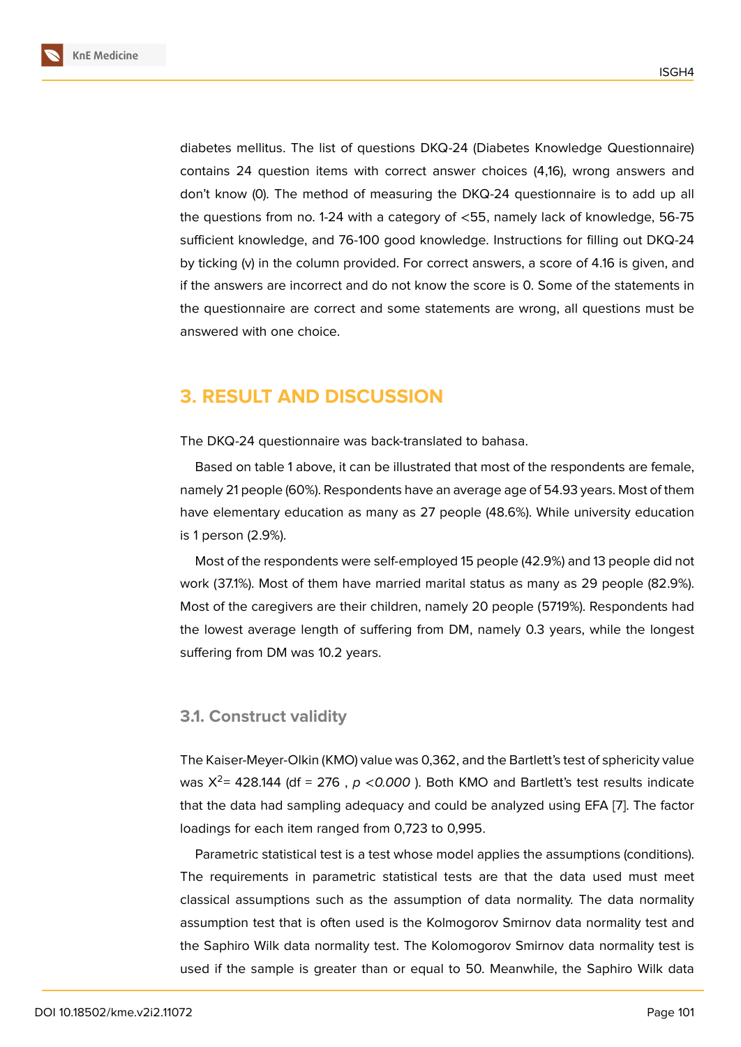diabetes mellitus. The list of questions DKQ-24 (Diabetes Knowledge Questionnaire) contains 24 question items with correct answer choices (4,16), wrong answers and don't know (0). The method of measuring the DKQ-24 questionnaire is to add up all the questions from no. 1-24 with a category of <55, namely lack of knowledge, 56-75 sufficient knowledge, and 76-100 good knowledge. Instructions for filling out DKQ-24 by ticking (v) in the column provided. For correct answers, a score of 4.16 is given, and if the answers are incorrect and do not know the score is 0. Some of the statements in the questionnaire are correct and some statements are wrong, all questions must be answered with one choice.

# 3. RESULT AND DISCUSSION

The DKQ-24 questionnaire was back-translated to bahasa.

Based on table 1 above, it can be illustrated that most of the respondents are female, namely 21 people (60%). Respondents have an average age of 54.93 years. Most of them have elementary education as many as 27 people (48.6%). While university education is 1 person (2.9%).

Most of the respondents were self-employed 15 people (42.9%) and 13 people did not work (37.1%). Most of them have married marital status as many as 29 people (82.9%). Most of the caregivers are their children, namely 20 people (5719%). Respondents had the lowest average length of suffering from DM, namely 0.3 years, while the longest suffering from DM was 10.2 years.

## 3.1. Construct validity

The Kaiser-Meyer-Olkin (KMO) value was 0,362, and the Bartlett's test of sphericity value was $X^2$= 428.144 (df = 276 , *p <0.000* ). Both KMO and Bartlett's test results indicate that the data had sampling adequacy and could be analyzed using EFA [7]. The factor loadings for each item ranged from 0,723 to 0,995.

Parametric statistical test is a test whose model applies the assumptions (conditions). The requirements in parametric statistical tests are that the data used must meet classical assumptions such as the assumption of data normality. The data normality assumption test that is often used is the Kolmogorov Smirnov data normality test and the Saphiro Wilk data normality test. The Kolomogorov Smirnov data normality test is used if the sample is greater than or equal to 50. Meanwhile, the Saphiro Wilk data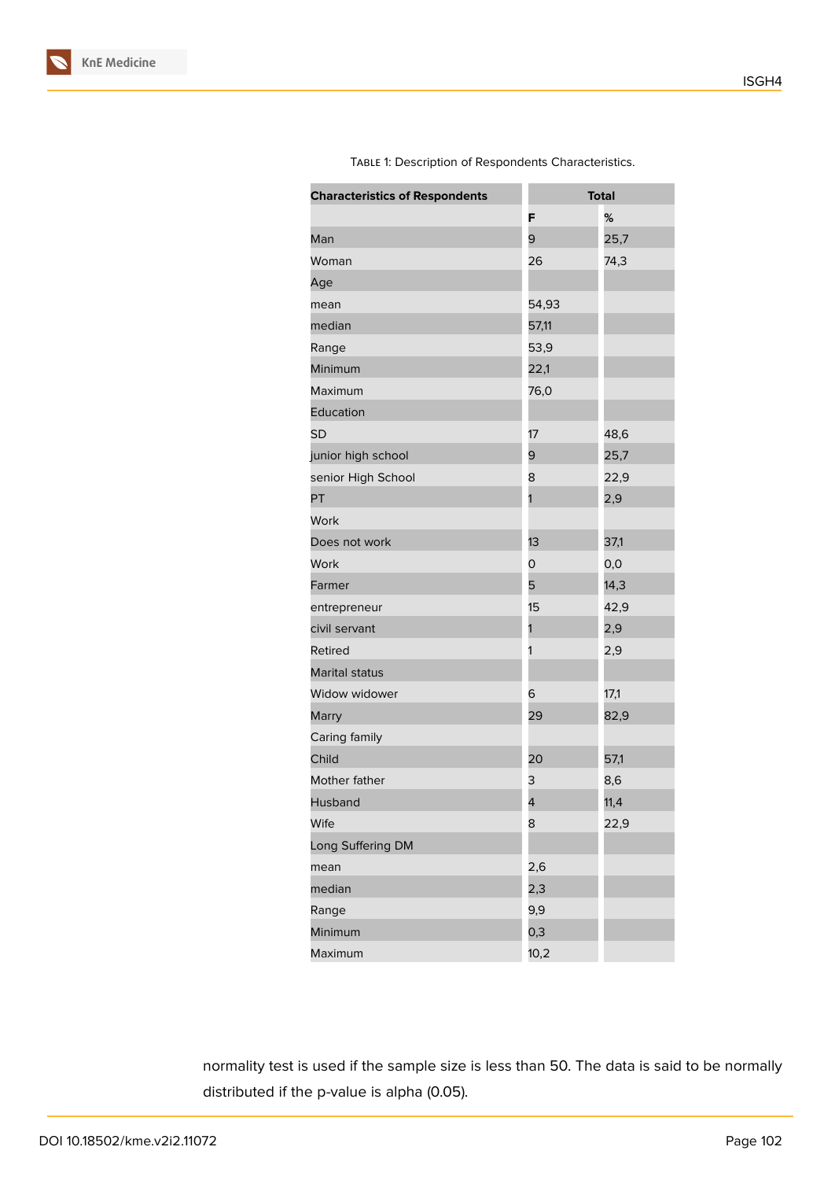Table 1: Description of Respondents Characteristics.

| Characteristics of Respondents | Total | |
|---|---|---|
| | F | % |
| Man | 9 | 25,7 |
| Woman | 26 | 74,3 |
| Age | | |
| mean | 54,93 | |
| median | 57,11 | |
| Range | 53,9 | |
| Minimum | 22,1 | |
| Maximum | 76,0 | |
| Education | | |
| SD | 17 | 48,6 |
| junior high school | 9 | 25,7 |
| senior High School | 8 | 22,9 |
| PT | 1 | 2,9 |
| Work | | |
| Does not work | 13 | 37,1 |
| Work | 0 | 0,0 |
| Farmer | 5 | 14,3 |
| entrepreneur | 15 | 42,9 |
| civil servant | 1 | 2,9 |
| Retired | 1 | 2,9 |
| Marital status | | |
| Widow widower | 6 | 17,1 |
| Marry | 29 | 82,9 |
| Caring family | | |
| Child | 20 | 57,1 |
| Mother father | 3 | 8,6 |
| Husband | 4 | 11,4 |
| Wife | 8 | 22,9 |
| Long Suffering DM | | |
| mean | 2,6 | |
| median | 2,3 | |
| Range | 9,9 | |
| Minimum | 0,3 | |
| Maximum | 10,2 | |

normality test is used if the sample size is less than 50. The data is said to be normally distributed if the p-value is alpha (0.05).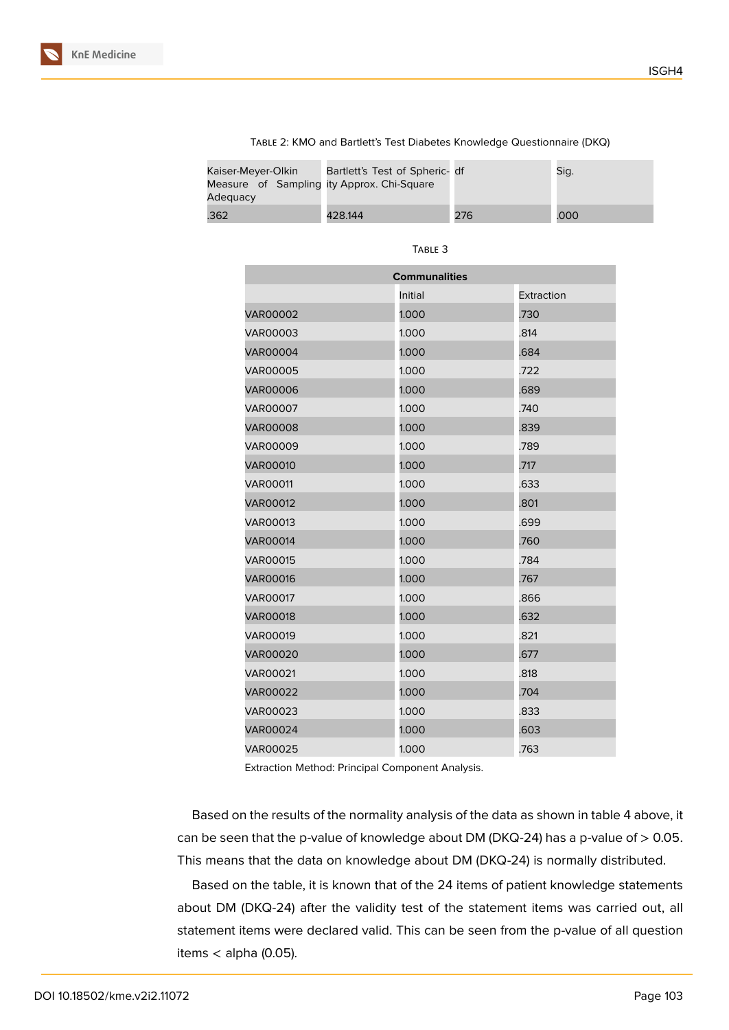Table 2: KMO and Bartlett's Test Diabetes Knowledge Questionnaire (DKQ)

| Kaiser-Meyer-Olkin Measure of Sampling Adequacy | Bartlett's Test of Sphericity Approx. Chi-Square | df | Sig. |
|---|---|---|---|
| .362 | 428.144 | 276 | .000 |

Table 3

| Communalities | | |
|---|---|---|
| | Initial | Extraction |
| VAR00002 | 1.000 | .730 |
| VAR00003 | 1.000 | .814 |
| VAR00004 | 1.000 | .684 |
| VAR00005 | 1.000 | .722 |
| VAR00006 | 1.000 | .689 |
| VAR00007 | 1.000 | .740 |
| VAR00008 | 1.000 | .839 |
| VAR00009 | 1.000 | .789 |
| VAR00010 | 1.000 | .717 |
| VAR00011 | 1.000 | .633 |
| VAR00012 | 1.000 | .801 |
| VAR00013 | 1.000 | .699 |
| VAR00014 | 1.000 | .760 |
| VAR00015 | 1.000 | .784 |
| VAR00016 | 1.000 | .767 |
| VAR00017 | 1.000 | .866 |
| VAR00018 | 1.000 | .632 |
| VAR00019 | 1.000 | .821 |
| VAR00020 | 1.000 | .677 |
| VAR00021 | 1.000 | .818 |
| VAR00022 | 1.000 | .704 |
| VAR00023 | 1.000 | .833 |
| VAR00024 | 1.000 | .603 |
| VAR00025 | 1.000 | .763 |

Extraction Method: Principal Component Analysis.

Based on the results of the normality analysis of the data as shown in table 4 above, it can be seen that the p-value of knowledge about DM (DKQ-24) has a p-value of $> 0.05$. This means that the data on knowledge about DM (DKQ-24) is normally distributed.

Based on the table, it is known that of the 24 items of patient knowledge statements about DM (DKQ-24) after the validity test of the statement items was carried out, all statement items were declared valid. This can be seen from the p-value of all question items $<$ alpha (0.05).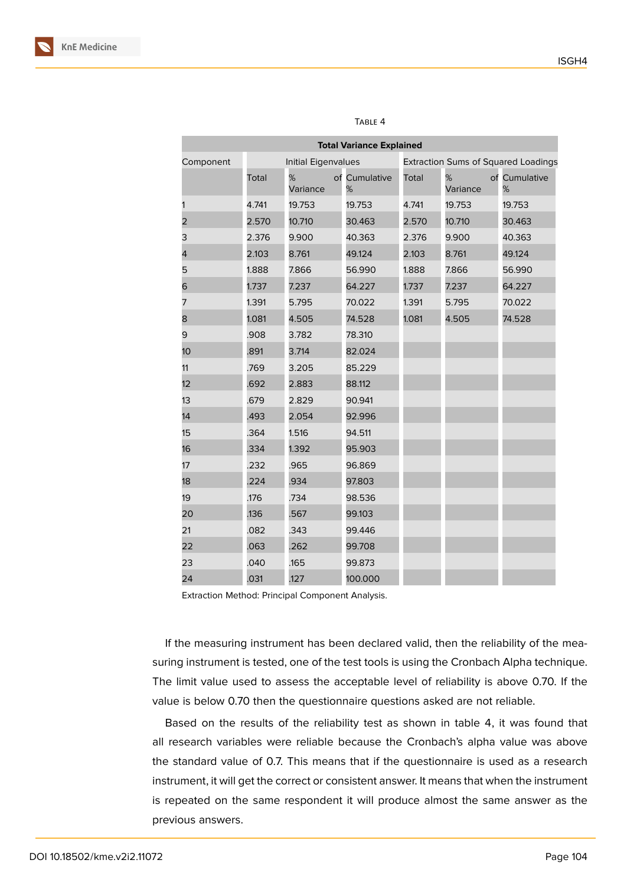Table 4

| Total Variance Explained | | | | | | |
|---|---|---|---|---|---|---|
| Component | Initial Eigenvalues | | | Extraction Sums of Squared Loadings | | |
| | Total | % of Variance | Cumulative % | Total | % of Variance | Cumulative % |
| 1 | 4.741 | 19.753 | 19.753 | 4.741 | 19.753 | 19.753 |
| 2 | 2.570 | 10.710 | 30.463 | 2.570 | 10.710 | 30.463 |
| 3 | 2.376 | 9.900 | 40.363 | 2.376 | 9.900 | 40.363 |
| 4 | 2.103 | 8.761 | 49.124 | 2.103 | 8.761 | 49.124 |
| 5 | 1.888 | 7.866 | 56.990 | 1.888 | 7.866 | 56.990 |
| 6 | 1.737 | 7.237 | 64.227 | 1.737 | 7.237 | 64.227 |
| 7 | 1.391 | 5.795 | 70.022 | 1.391 | 5.795 | 70.022 |
| 8 | 1.081 | 4.505 | 74.528 | 1.081 | 4.505 | 74.528 |
| 9 | .908 | 3.782 | 78.310 | | | |
| 10 | .891 | 3.714 | 82.024 | | | |
| 11 | .769 | 3.205 | 85.229 | | | |
| 12 | .692 | 2.883 | 88.112 | | | |
| 13 | .679 | 2.829 | 90.941 | | | |
| 14 | .493 | 2.054 | 92.996 | | | |
| 15 | .364 | 1.516 | 94.511 | | | |
| 16 | .334 | 1.392 | 95.903 | | | |
| 17 | .232 | .965 | 96.869 | | | |
| 18 | .224 | .934 | 97.803 | | | |
| 19 | .176 | .734 | 98.536 | | | |
| 20 | .136 | .567 | 99.103 | | | |
| 21 | .082 | .343 | 99.446 | | | |
| 22 | .063 | .262 | 99.708 | | | |
| 23 | .040 | .165 | 99.873 | | | |
| 24 | .031 | .127 | 100.000 | | | |

Extraction Method: Principal Component Analysis.

If the measuring instrument has been declared valid, then the reliability of the measuring instrument is tested, one of the test tools is using the Cronbach Alpha technique. The limit value used to assess the acceptable level of reliability is above 0.70. If the value is below 0.70 then the questionnaire questions asked are not reliable.

Based on the results of the reliability test as shown in table 4, it was found that all research variables were reliable because the Cronbach's alpha value was above the standard value of 0.7. This means that if the questionnaire is used as a research instrument, it will get the correct or consistent answer. It means that when the instrument is repeated on the same respondent it will produce almost the same answer as the previous answers.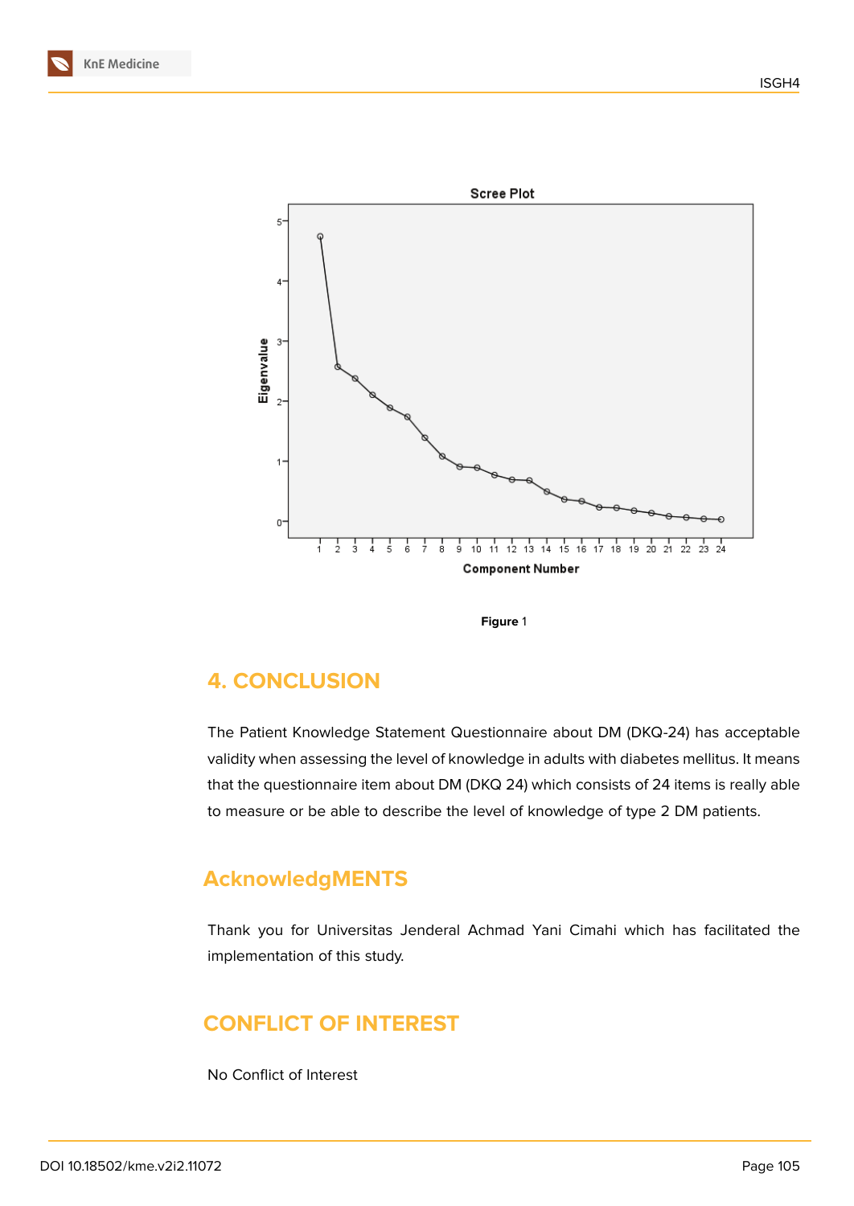Figure 1

## 4. CONCLUSION

The Patient Knowledge Statement Questionnaire about DM (DKQ-24) has acceptable validity when assessing the level of knowledge in adults with diabetes mellitus. It means that the questionnaire item about DM (DKQ 24) which consists of 24 items is really able to measure or be able to describe the level of knowledge of type 2 DM patients.

## AcknowledgMENTS

Thank you for Universitas Jenderal Achmad Yani Cimahi which has facilitated the implementation of this study.

## CONFLICT OF INTEREST

No Conflict of Interest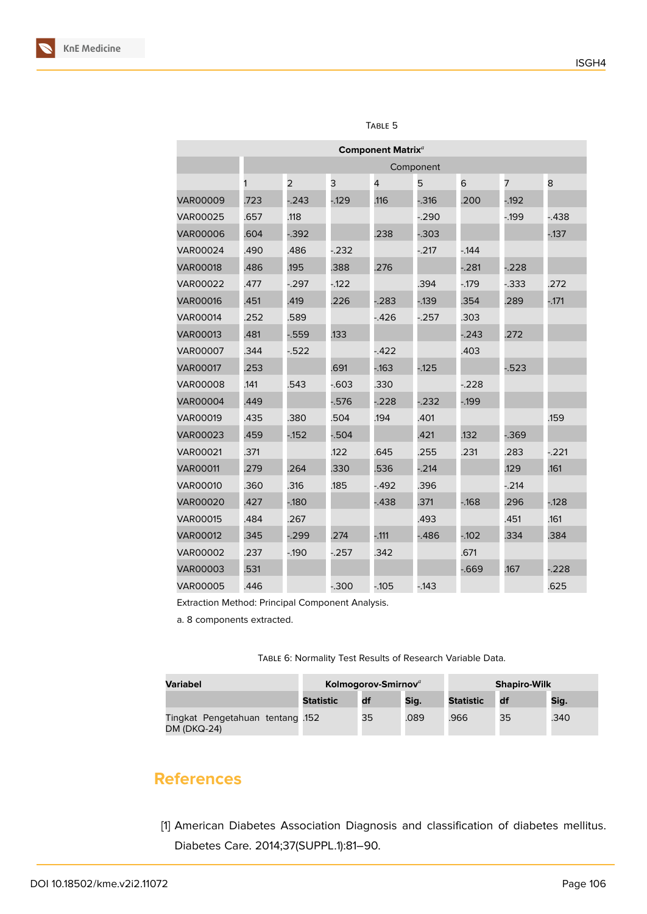Table 5

| Component Matrix[a] | | | | | | | | |
|---|---|---|---|---|---|---|---|---|
| | Component | | | | | | | |
| | 1 | 2 | 3 | 4 | 5 | 6 | 7 | 8 |
| VAR00009 | .723 | -.243 | -.129 | .116 | -.316 | .200 | -.192 | |
| VAR00025 | .657 | .118 | | | -.290 | | -.199 | -.438 |
| VAR00006 | .604 | -.392 | | .238 | -.303 | | | -.137 |
| VAR00024 | .490 | .486 | -.232 | | -.217 | -.144 | | |
| VAR00018 | .486 | .195 | .388 | .276 | | -.281 | -.228 | |
| VAR00022 | .477 | -.297 | -.122 | | .394 | -.179 | -.333 | .272 |
| VAR00016 | .451 | .419 | .226 | -.283 | -.139 | .354 | .289 | -.171 |
| VAR00014 | .252 | .589 | | -.426 | -.257 | .303 | | |
| VAR00013 | .481 | -.559 | .133 | | | -.243 | .272 | |
| VAR00007 | .344 | -.522 | | -.422 | | .403 | | |
| VAR00017 | .253 | | .691 | -.163 | -.125 | | -.523 | |
| VAR00008 | .141 | .543 | -.603 | .330 | | -.228 | | |
| VAR00004 | .449 | | -.576 | -.228 | -.232 | -.199 | | |
| VAR00019 | .435 | .380 | .504 | .194 | .401 | | | .159 |
| VAR00023 | .459 | -.152 | -.504 | | .421 | .132 | -.369 | |
| VAR00021 | .371 | | .122 | .645 | .255 | .231 | .283 | -.221 |
| VAR00011 | .279 | .264 | .330 | .536 | -.214 | | .129 | .161 |
| VAR00010 | .360 | .316 | .185 | -.492 | .396 | | -.214 | |
| VAR00020 | .427 | -.180 | | -.438 | .371 | -.168 | .296 | -.128 |
| VAR00015 | .484 | .267 | | | .493 | | .451 | .161 |
| VAR00012 | .345 | -.299 | .274 | -.111 | -.486 | -.102 | .334 | .384 |
| VAR00002 | .237 | -.190 | -.257 | .342 | | .671 | | |
| VAR00003 | .531 | | | | | -.669 | .167 | -.228 |
| VAR00005 | .446 | | -.300 | -.105 | -.143 | | | .625 |

Extraction Method: Principal Component Analysis.

a. 8 components extracted.

Table 6: Normality Test Results of Research Variable Data.

| Variabel | Kolmogorov-Smirnov[a] | | | Shapiro-Wilk | | |
|---|---|---|---|---|---|---|
| | Statistic | df | Sig. | Statistic | df | Sig. |
| Tingkat Pengetahuan tentang DM (DKQ-24) | .152 | 35 | .089 | .966 | 35 | .340 |

## References

[1] American Diabetes Association Diagnosis and classification of diabetes mellitus. Diabetes Care. 2014;37(SUPPL.1):81–90.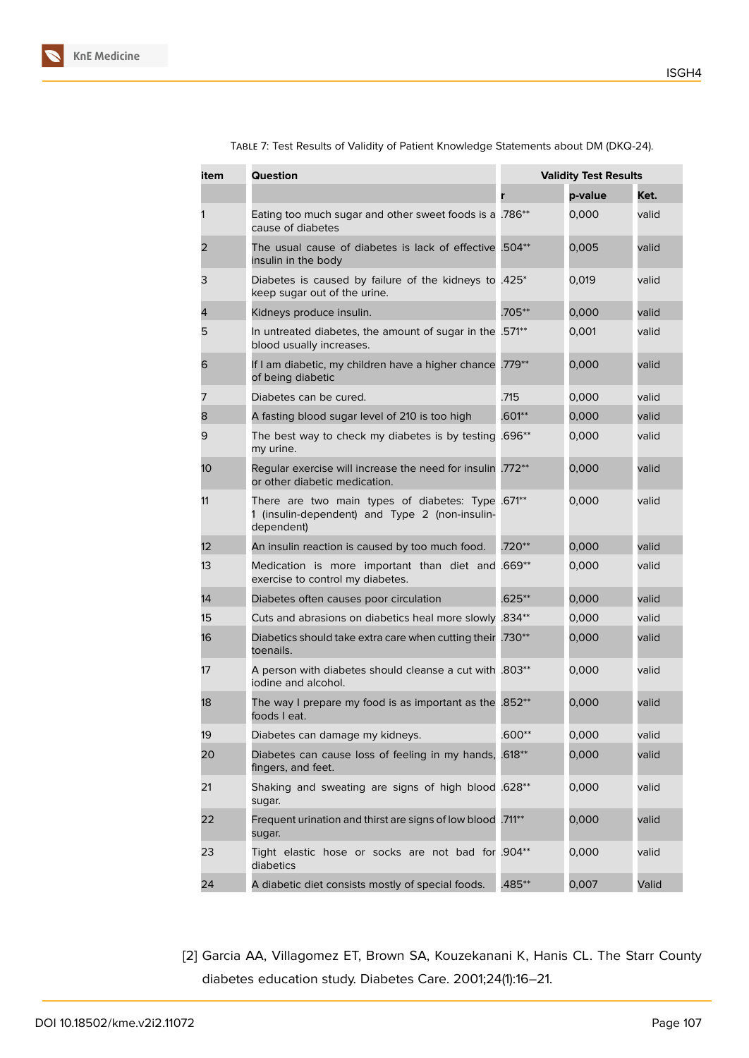Table 7: Test Results of Validity of Patient Knowledge Statements about DM (DKQ-24).

| item | Question | Validity Test Results | | |
|---|---|---|---|---|
| | | r | p-value | Ket. |
| 1 | Eating too much sugar and other sweet foods is a cause of diabetes | .786** | 0,000 | valid |
| 2 | The usual cause of diabetes is lack of effective insulin in the body | .504** | 0,005 | valid |
| 3 | Diabetes is caused by failure of the kidneys to keep sugar out of the urine. | .425* | 0,019 | valid |
| 4 | Kidneys produce insulin. | .705** | 0,000 | valid |
| 5 | In untreated diabetes, the amount of sugar in the blood usually increases. | .571** | 0,001 | valid |
| 6 | If I am diabetic, my children have a higher chance of being diabetic | .779** | 0,000 | valid |
| 7 | Diabetes can be cured. | .715 | 0,000 | valid |
| 8 | A fasting blood sugar level of 210 is too high | .601** | 0,000 | valid |
| 9 | The best way to check my diabetes is by testing my urine. | .696** | 0,000 | valid |
| 10 | Regular exercise will increase the need for insulin or other diabetic medication. | .772** | 0,000 | valid |
| 11 | There are two main types of diabetes: Type 1 (insulin-dependent) and Type 2 (non-insulin-dependent) | .671** | 0,000 | valid |
| 12 | An insulin reaction is caused by too much food. | .720** | 0,000 | valid |
| 13 | Medication is more important than diet and exercise to control my diabetes. | .669** | 0,000 | valid |
| 14 | Diabetes often causes poor circulation | .625** | 0,000 | valid |
| 15 | Cuts and abrasions on diabetics heal more slowly | .834** | 0,000 | valid |
| 16 | Diabetics should take extra care when cutting their toenails. | .730** | 0,000 | valid |
| 17 | A person with diabetes should cleanse a cut with iodine and alcohol. | .803** | 0,000 | valid |
| 18 | The way I prepare my food is as important as the foods I eat. | .852** | 0,000 | valid |
| 19 | Diabetes can damage my kidneys. | .600** | 0,000 | valid |
| 20 | Diabetes can cause loss of feeling in my hands, fingers, and feet. | .618** | 0,000 | valid |
| 21 | Shaking and sweating are signs of high blood sugar. | .628** | 0,000 | valid |
| 22 | Frequent urination and thirst are signs of low blood sugar. | .711** | 0,000 | valid |
| 23 | Tight elastic hose or socks are not bad for diabetics | .904** | 0,000 | valid |
| 24 | A diabetic diet consists mostly of special foods. | .485** | 0,007 | Valid |

[2] Garcia AA, Villagomez ET, Brown SA, Kouzekanani K, Hanis CL. The Starr County diabetes education study. Diabetes Care. 2001;24(1):16–21.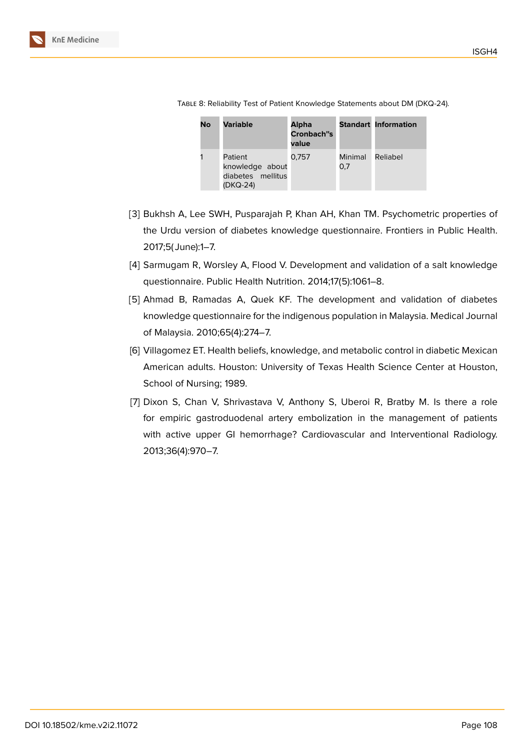Table 8: Reliability Test of Patient Knowledge Statements about DM (DKQ-24).

| No | Variable | Alpha Cronbach"s value | Standart | Information |
|---|---|---|---|---|
| 1 | Patient knowledge about diabetes mellitus (DKQ-24) | 0,757 | Minimal 0,7 | Reliabel |

[3] Bukhsh A, Lee SWH, Pusparajah P, Khan AH, Khan TM. Psychometric properties of the Urdu version of diabetes knowledge questionnaire. Frontiers in Public Health. 2017;5(June):1–7.

[4] Sarmugam R, Worsley A, Flood V. Development and validation of a salt knowledge questionnaire. Public Health Nutrition. 2014;17(5):1061–8.

[5] Ahmad B, Ramadas A, Quek KF. The development and validation of diabetes knowledge questionnaire for the indigenous population in Malaysia. Medical Journal of Malaysia. 2010;65(4):274–7.

[6] Villagomez ET. Health beliefs, knowledge, and metabolic control in diabetic Mexican American adults. Houston: University of Texas Health Science Center at Houston, School of Nursing; 1989.

[7] Dixon S, Chan V, Shrivastava V, Anthony S, Uberoi R, Bratby M. Is there a role for empiric gastroduodenal artery embolization in the management of patients with active upper GI hemorrhage? Cardiovascular and Interventional Radiology. 2013;36(4):970–7.